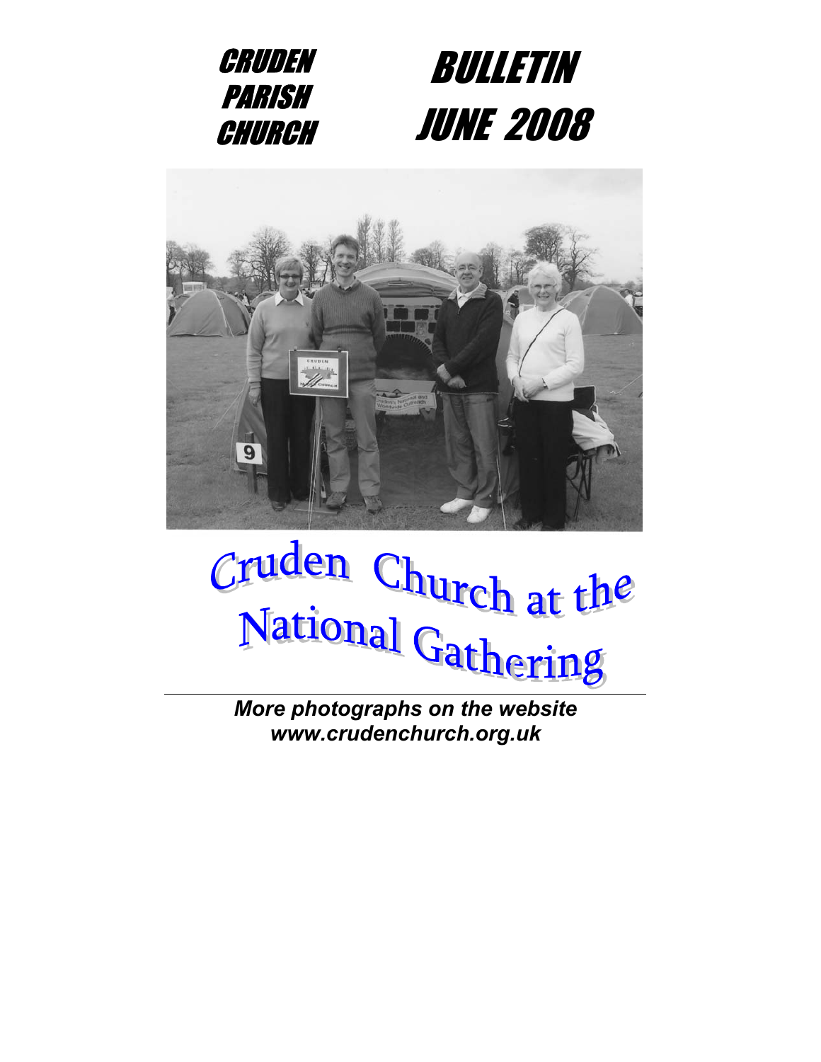# CRUDEN PARISH CHURCH

# BULLETIN JUNE 2008

Cruden Church at the National Gathering

***More photographs on the website www.crudenchurch.org.uk***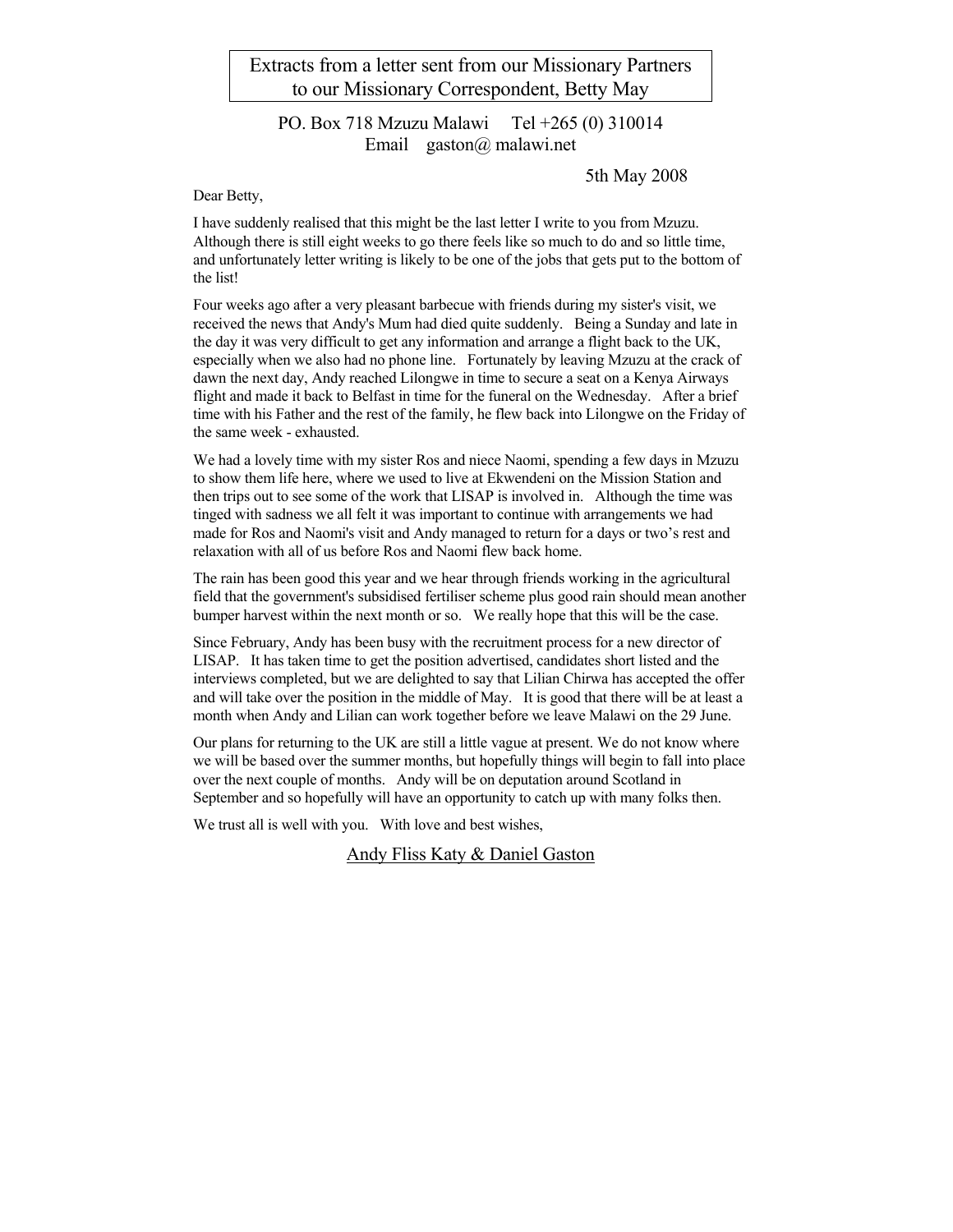# Extracts from a letter sent from our Missionary Partners to our Missionary Correspondent, Betty May

PO. Box 718 Mzuzu Malawi Tel +265 (0) 310014
Email gaston@ malawi.net

5th May 2008

Dear Betty,

I have suddenly realised that this might be the last letter I write to you from Mzuzu. Although there is still eight weeks to go there feels like so much to do and so little time, and unfortunately letter writing is likely to be one of the jobs that gets put to the bottom of the list!

Four weeks ago after a very pleasant barbecue with friends during my sister's visit, we received the news that Andy's Mum had died quite suddenly. Being a Sunday and late in the day it was very difficult to get any information and arrange a flight back to the UK, especially when we also had no phone line. Fortunately by leaving Mzuzu at the crack of dawn the next day, Andy reached Lilongwe in time to secure a seat on a Kenya Airways flight and made it back to Belfast in time for the funeral on the Wednesday. After a brief time with his Father and the rest of the family, he flew back into Lilongwe on the Friday of the same week - exhausted.

We had a lovely time with my sister Ros and niece Naomi, spending a few days in Mzuzu to show them life here, where we used to live at Ekwendeni on the Mission Station and then trips out to see some of the work that LISAP is involved in. Although the time was tinged with sadness we all felt it was important to continue with arrangements we had made for Ros and Naomi's visit and Andy managed to return for a days or two's rest and relaxation with all of us before Ros and Naomi flew back home.

The rain has been good this year and we hear through friends working in the agricultural field that the government's subsidised fertiliser scheme plus good rain should mean another bumper harvest within the next month or so. We really hope that this will be the case.

Since February, Andy has been busy with the recruitment process for a new director of LISAP. It has taken time to get the position advertised, candidates short listed and the interviews completed, but we are delighted to say that Lilian Chirwa has accepted the offer and will take over the position in the middle of May. It is good that there will be at least a month when Andy and Lilian can work together before we leave Malawi on the 29 June.

Our plans for returning to the UK are still a little vague at present. We do not know where we will be based over the summer months, but hopefully things will begin to fall into place over the next couple of months. Andy will be on deputation around Scotland in September and so hopefully will have an opportunity to catch up with many folks then.

We trust all is well with you. With love and best wishes,

Andy Fliss Katy & Daniel Gaston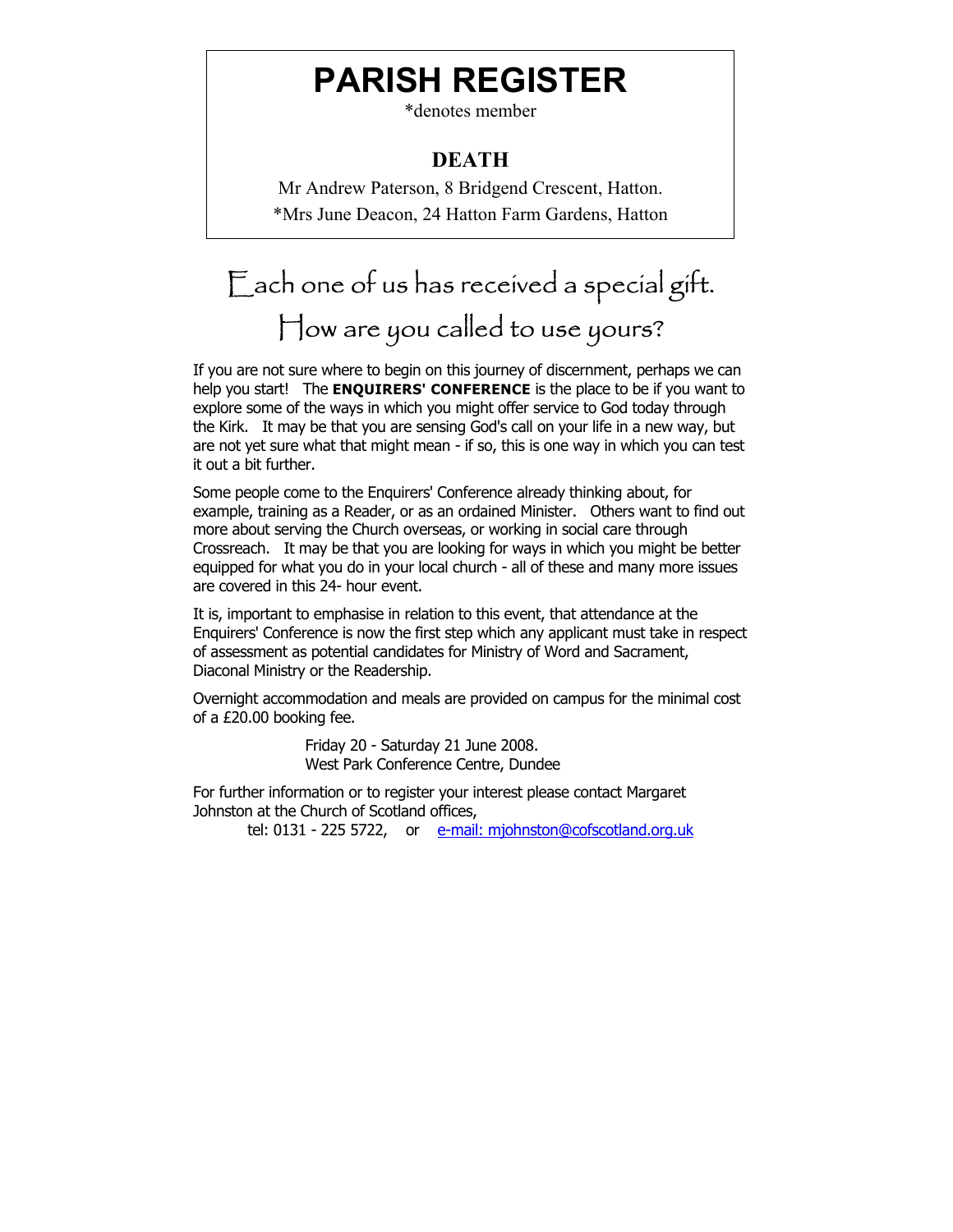# PARISH REGISTER

*denotes member

### DEATH

Mr Andrew Paterson, 8 Bridgend Crescent, Hatton.

*Mrs June Deacon, 24 Hatton Farm Gardens, Hatton

## Each one of us has received a special gift. How are you called to use yours?

If you are not sure where to begin on this journey of discernment, perhaps we can help you start! The **ENQUIRERS' CONFERENCE** is the place to be if you want to explore some of the ways in which you might offer service to God today through the Kirk. It may be that you are sensing God's call on your life in a new way, but are not yet sure what that might mean - if so, this is one way in which you can test it out a bit further.

Some people come to the Enquirers' Conference already thinking about, for example, training as a Reader, or as an ordained Minister. Others want to find out more about serving the Church overseas, or working in social care through Crossreach. It may be that you are looking for ways in which you might be better equipped for what you do in your local church - all of these and many more issues are covered in this 24- hour event.

It is, important to emphasise in relation to this event, that attendance at the Enquirers' Conference is now the first step which any applicant must take in respect of assessment as potential candidates for Ministry of Word and Sacrament, Diaconal Ministry or the Readership.

Overnight accommodation and meals are provided on campus for the minimal cost of a £20.00 booking fee.

Friday 20 - Saturday 21 June 2008.
West Park Conference Centre, Dundee

For further information or to register your interest please contact Margaret Johnston at the Church of Scotland offices,

tel: 0131 - 225 5722, or e-mail: mjohnston@cofscotland.org.uk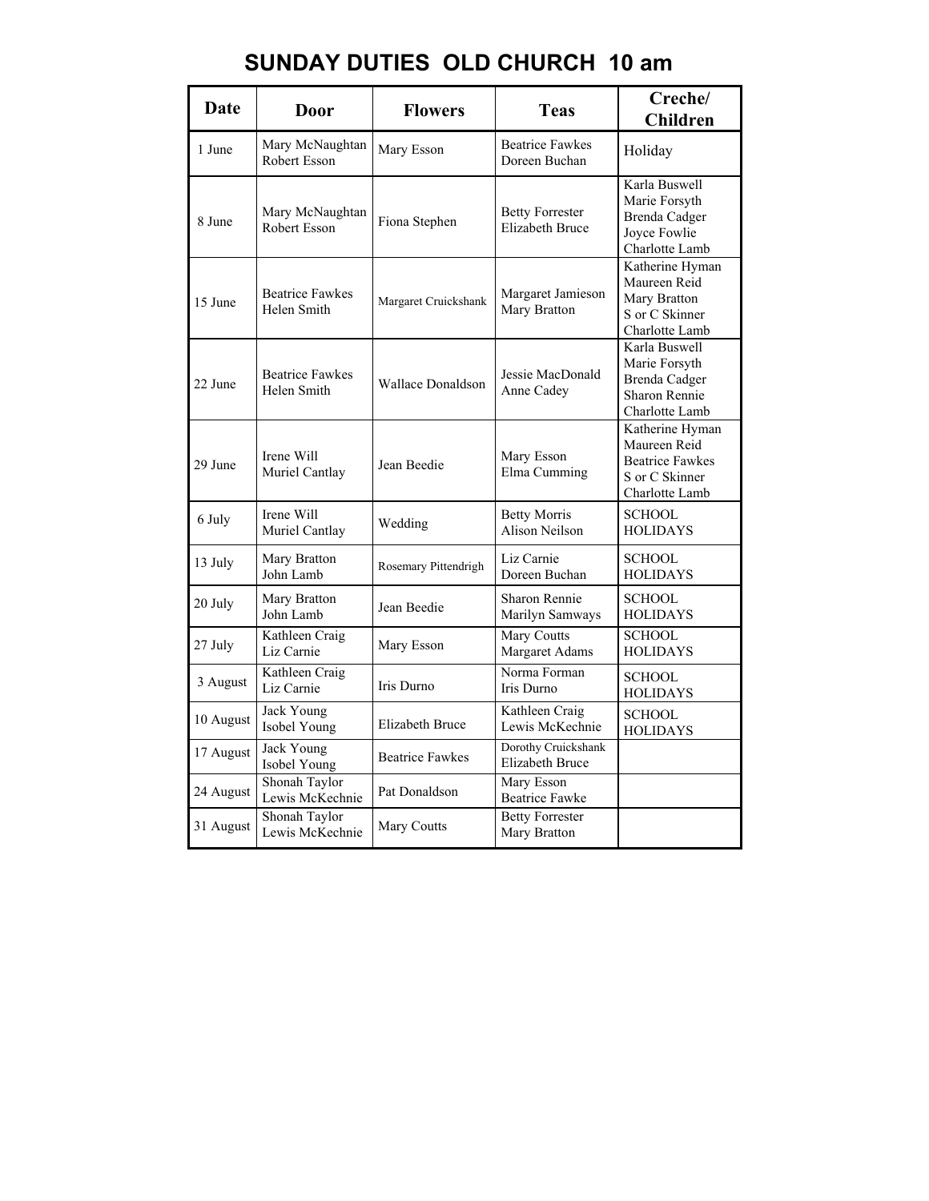# SUNDAY DUTIES OLD CHURCH 10 am

| Date | Door | Flowers | Teas | Creche/ Children |
|---|---|---|---|---|
| 1 June | Mary McNaughtan<br>Robert Esson | Mary Esson | Beatrice Fawkes<br>Doreen Buchan | Holiday |
| 8 June | Mary McNaughtan<br>Robert Esson | Fiona Stephen | Betty Forrester<br>Elizabeth Bruce | Karla Buswell<br>Marie Forsyth<br>Brenda Cadger<br>Joyce Fowlie<br>Charlotte Lamb |
| 15 June | Beatrice Fawkes<br>Helen Smith | Margaret Cruickshank | Margaret Jamieson<br>Mary Bratton | Katherine Hyman<br>Maureen Reid<br>Mary Bratton<br>S or C Skinner<br>Charlotte Lamb |
| 22 June | Beatrice Fawkes<br>Helen Smith | Wallace Donaldson | Jessie MacDonald<br>Anne Cadey | Karla Buswell<br>Marie Forsyth<br>Brenda Cadger<br>Sharon Rennie<br>Charlotte Lamb |
| 29 June | Irene Will<br>Muriel Cantlay | Jean Beedie | Mary Esson<br>Elma Cumming | Katherine Hyman<br>Maureen Reid<br>Beatrice Fawkes<br>S or C Skinner<br>Charlotte Lamb |
| 6 July | Irene Will<br>Muriel Cantlay | Wedding | Betty Morris<br>Alison Neilson | SCHOOL HOLIDAYS |
| 13 July | Mary Bratton<br>John Lamb | Rosemary Pittendrigh | Liz Carnie<br>Doreen Buchan | SCHOOL HOLIDAYS |
| 20 July | Mary Bratton<br>John Lamb | Jean Beedie | Sharon Rennie<br>Marilyn Samways | SCHOOL HOLIDAYS |
| 27 July | Kathleen Craig<br>Liz Carnie | Mary Esson | Mary Coutts<br>Margaret Adams | SCHOOL HOLIDAYS |
| 3 August | Kathleen Craig<br>Liz Carnie | Iris Durno | Norma Forman<br>Iris Durno | SCHOOL HOLIDAYS |
| 10 August | Jack Young<br>Isobel Young | Elizabeth Bruce | Kathleen Craig<br>Lewis McKechnie | SCHOOL HOLIDAYS |
| 17 August | Jack Young<br>Isobel Young | Beatrice Fawkes | Dorothy Cruickshank<br>Elizabeth Bruce | |
| 24 August | Shonah Taylor<br>Lewis McKechnie | Pat Donaldson | Mary Esson<br>Beatrice Fawke | |
| 31 August | Shonah Taylor<br>Lewis McKechnie | Mary Coutts | Betty Forrester<br>Mary Bratton | |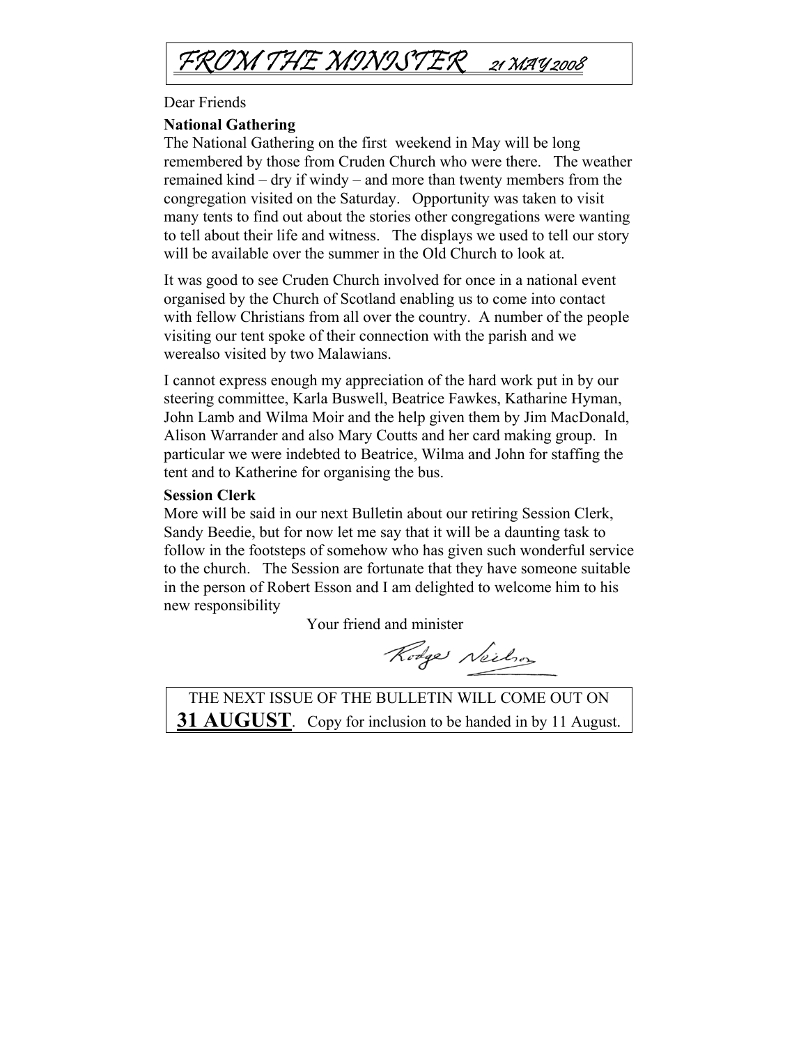# *FROM THE MINISTER 21 MAY 2008*

Dear Friends

**National Gathering**

The National Gathering on the first weekend in May will be long remembered by those from Cruden Church who were there. The weather remained kind – dry if windy – and more than twenty members from the congregation visited on the Saturday. Opportunity was taken to visit many tents to find out about the stories other congregations were wanting to tell about their life and witness. The displays we used to tell our story will be available over the summer in the Old Church to look at.

It was good to see Cruden Church involved for once in a national event organised by the Church of Scotland enabling us to come into contact with fellow Christians from all over the country. A number of the people visiting our tent spoke of their connection with the parish and we werealso visited by two Malawians.

I cannot express enough my appreciation of the hard work put in by our steering committee, Karla Buswell, Beatrice Fawkes, Katharine Hyman, John Lamb and Wilma Moir and the help given them by Jim MacDonald, Alison Warrander and also Mary Coutts and her card making group. In particular we were indebted to Beatrice, Wilma and John for staffing the tent and to Katherine for organising the bus.

**Session Clerk**

More will be said in our next Bulletin about our retiring Session Clerk, Sandy Beedie, but for now let me say that it will be a daunting task to follow in the footsteps of somehow who has given such wonderful service to the church. The Session are fortunate that they have someone suitable in the person of Robert Esson and I am delighted to welcome him to his new responsibility

Your friend and minister

Rodger Neilson

THE NEXT ISSUE OF THE BULLETIN WILL COME OUT ON **31 AUGUST**. Copy for inclusion to be handed in by 11 August.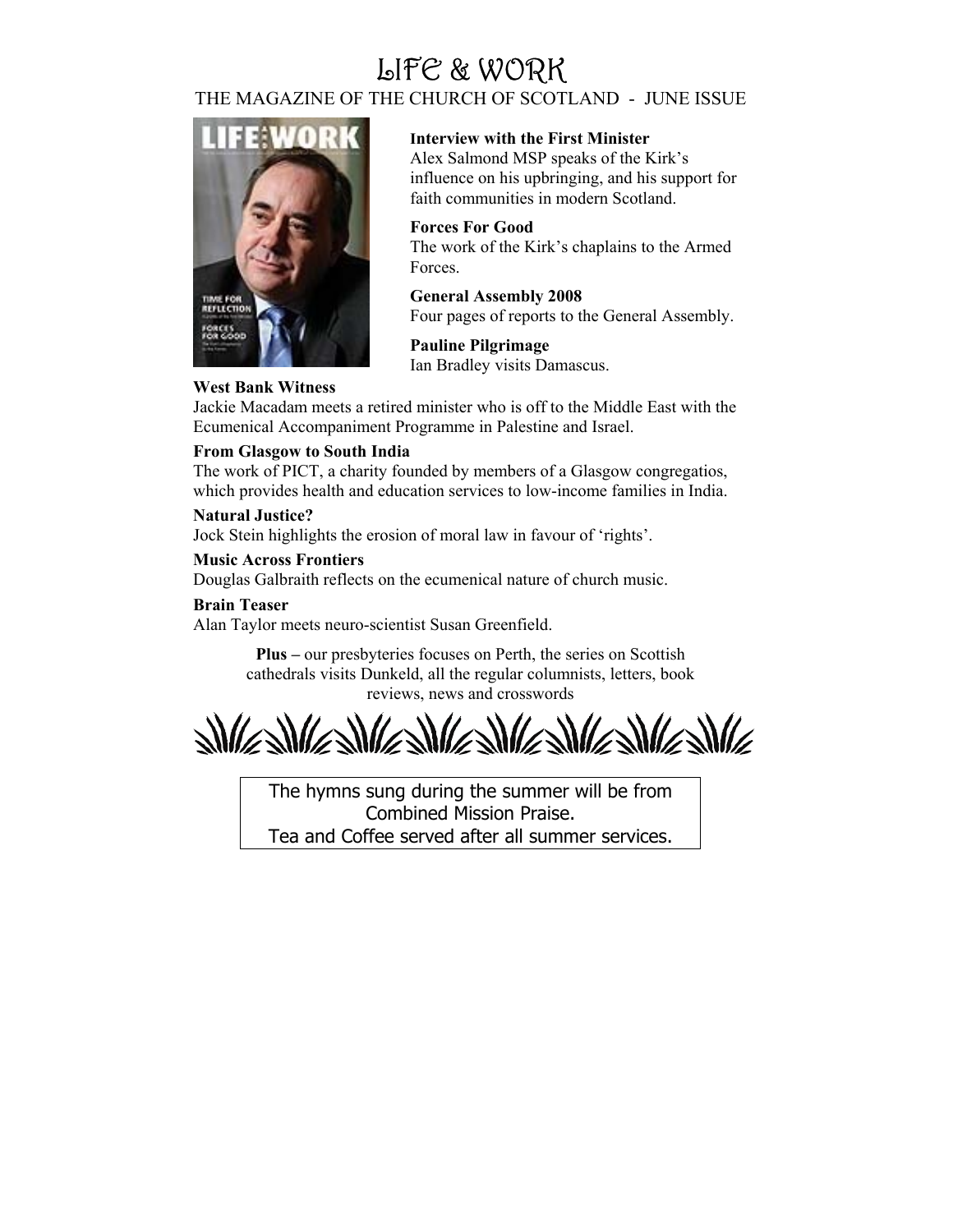# LIFE & WORK

THE MAGAZINE OF THE CHURCH OF SCOTLAND - JUNE ISSUE

**Interview with the First Minister**
Alex Salmond MSP speaks of the Kirk's influence on his upbringing, and his support for faith communities in modern Scotland.

**Forces For Good**
The work of the Kirk's chaplains to the Armed Forces.

**General Assembly 2008**
Four pages of reports to the General Assembly.

**Pauline Pilgrimage**
Ian Bradley visits Damascus.

**West Bank Witness**
Jackie Macadam meets a retired minister who is off to the Middle East with the Ecumenical Accompaniment Programme in Palestine and Israel.

**From Glasgow to South India**
The work of PICT, a charity founded by members of a Glasgow congregatios, which provides health and education services to low-income families in India.

**Natural Justice?**
Jock Stein highlights the erosion of moral law in favour of 'rights'.

**Music Across Frontiers**
Douglas Galbraith reflects on the ecumenical nature of church music.

**Brain Teaser**
Alan Taylor meets neuro-scientist Susan Greenfield.

**Plus –** our presbyteries focuses on Perth, the series on Scottish cathedrals visits Dunkeld, all the regular columnists, letters, book reviews, news and crosswords

The hymns sung during the summer will be from Combined Mission Praise.
Tea and Coffee served after all summer services.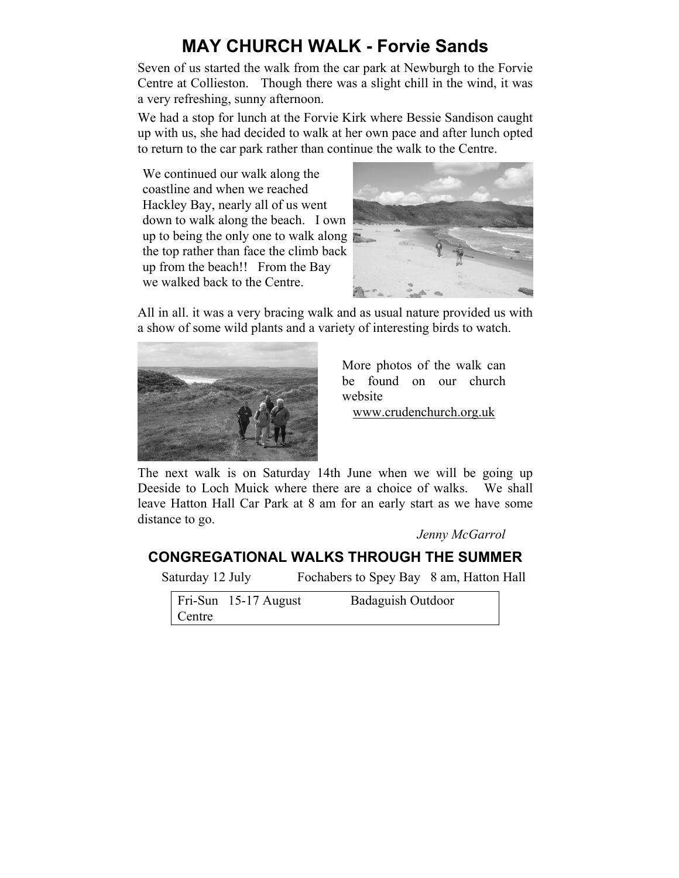# MAY CHURCH WALK - Forvie Sands

Seven of us started the walk from the car park at Newburgh to the Forvie Centre at Collieston. Though there was a slight chill in the wind, it was a very refreshing, sunny afternoon.

We had a stop for lunch at the Forvie Kirk where Bessie Sandison caught up with us, she had decided to walk at her own pace and after lunch opted to return to the car park rather than continue the walk to the Centre.

We continued our walk along the coastline and when we reached Hackley Bay, nearly all of us went down to walk along the beach. I own up to being the only one to walk along the top rather than face the climb back up from the beach!! From the Bay we walked back to the Centre.

All in all. it was a very bracing walk and as usual nature provided us with a show of some wild plants and a variety of interesting birds to watch.

More photos of the walk can be found on our church website www.crudenchurch.org.uk

The next walk is on Saturday 14th June when we will be going up Deeside to Loch Muick where there are a choice of walks. We shall leave Hatton Hall Car Park at 8 am for an early start as we have some distance to go.

*Jenny McGarrol*

## CONGREGATIONAL WALKS THROUGH THE SUMMER

| | | |
|---|---|---|
| Saturday 12 July | Fochabers to Spey Bay | 8 am, Hatton Hall |
| Fri-Sun 15-17 August | Badaguish Outdoor Centre | |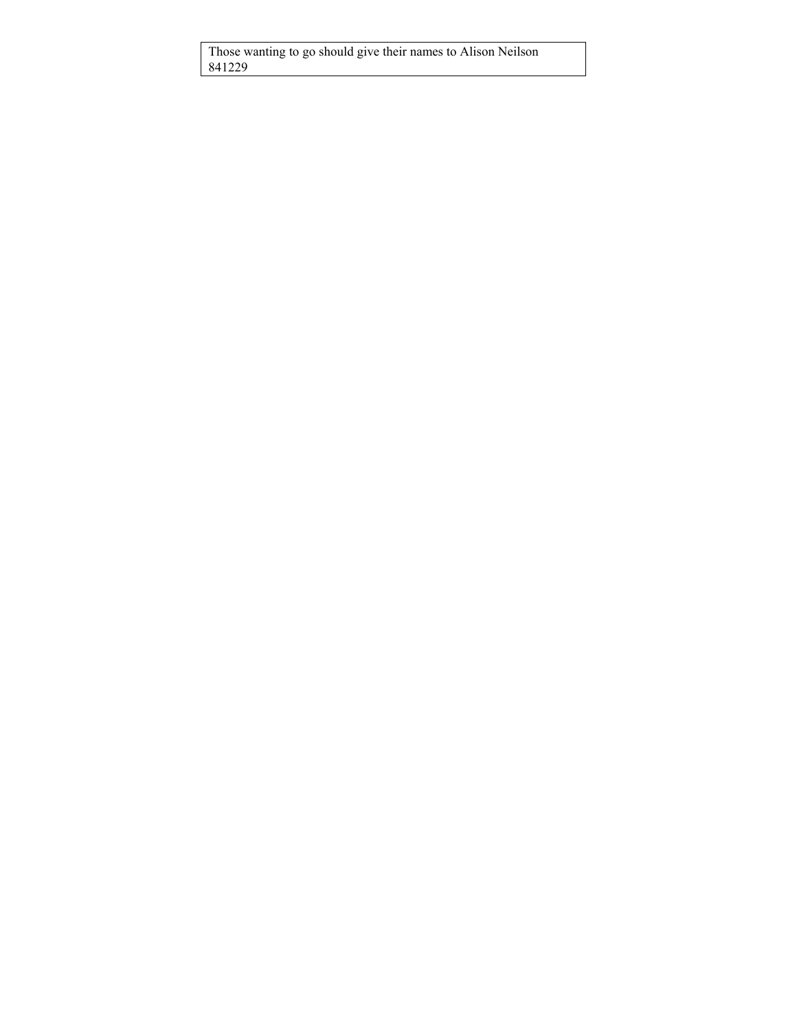Those wanting to go should give their names to Alison Neilson 841229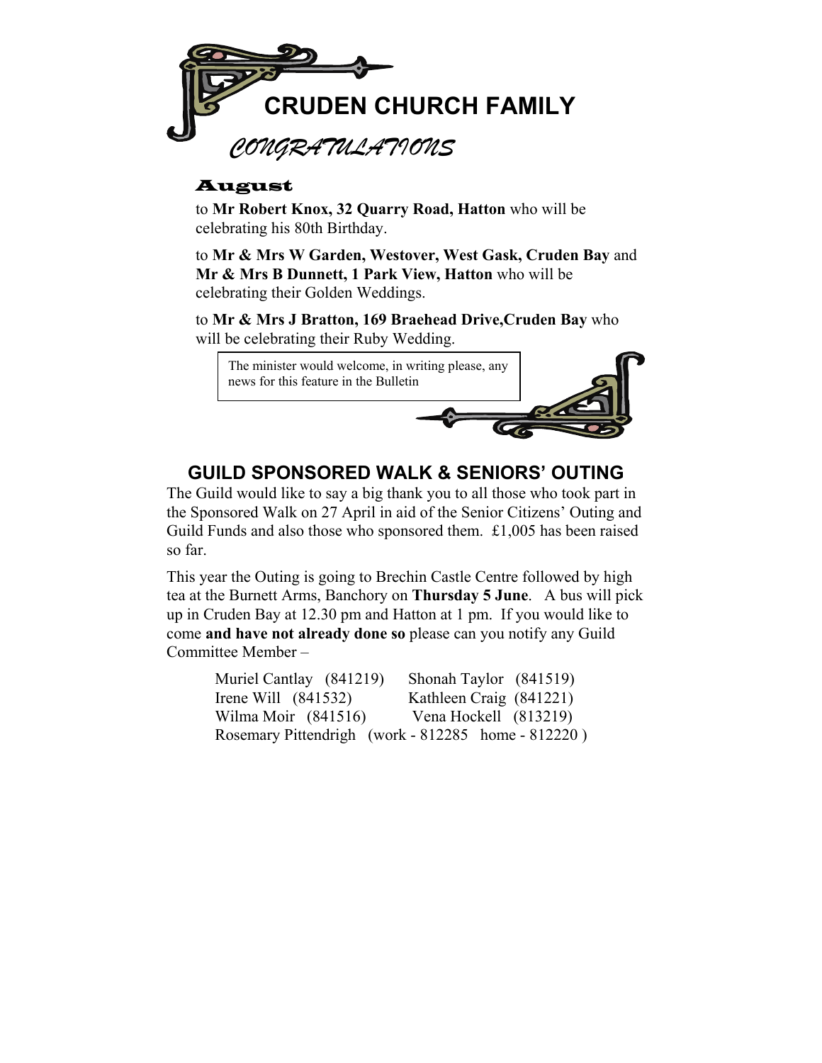# CRUDEN CHURCH FAMILY

## *CONGRATULATIONS*

### August

to **Mr Robert Knox, 32 Quarry Road, Hatton** who will be celebrating his 80th Birthday.

to **Mr & Mrs W Garden, Westover, West Gask, Cruden Bay** and **Mr & Mrs B Dunnett, 1 Park View, Hatton** who will be celebrating their Golden Weddings.

to **Mr & Mrs J Bratton, 169 Braehead Drive,Cruden Bay** who will be celebrating their Ruby Wedding.

The minister would welcome, in writing please, any news for this feature in the Bulletin

## GUILD SPONSORED WALK & SENIORS' OUTING

The Guild would like to say a big thank you to all those who took part in the Sponsored Walk on 27 April in aid of the Senior Citizens' Outing and Guild Funds and also those who sponsored them. £1,005 has been raised so far.

This year the Outing is going to Brechin Castle Centre followed by high tea at the Burnett Arms, Banchory on **Thursday 5 June**. A bus will pick up in Cruden Bay at 12.30 pm and Hatton at 1 pm. If you would like to come **and have not already done so** please can you notify any Guild Committee Member –

Muriel Cantlay (841219)
Shonah Taylor (841519)
Irene Will (841532)
Kathleen Craig (841221)
Wilma Moir (841516)
Vena Hockell (813219)
Rosemary Pittendrigh (work - 812285 home - 812220 )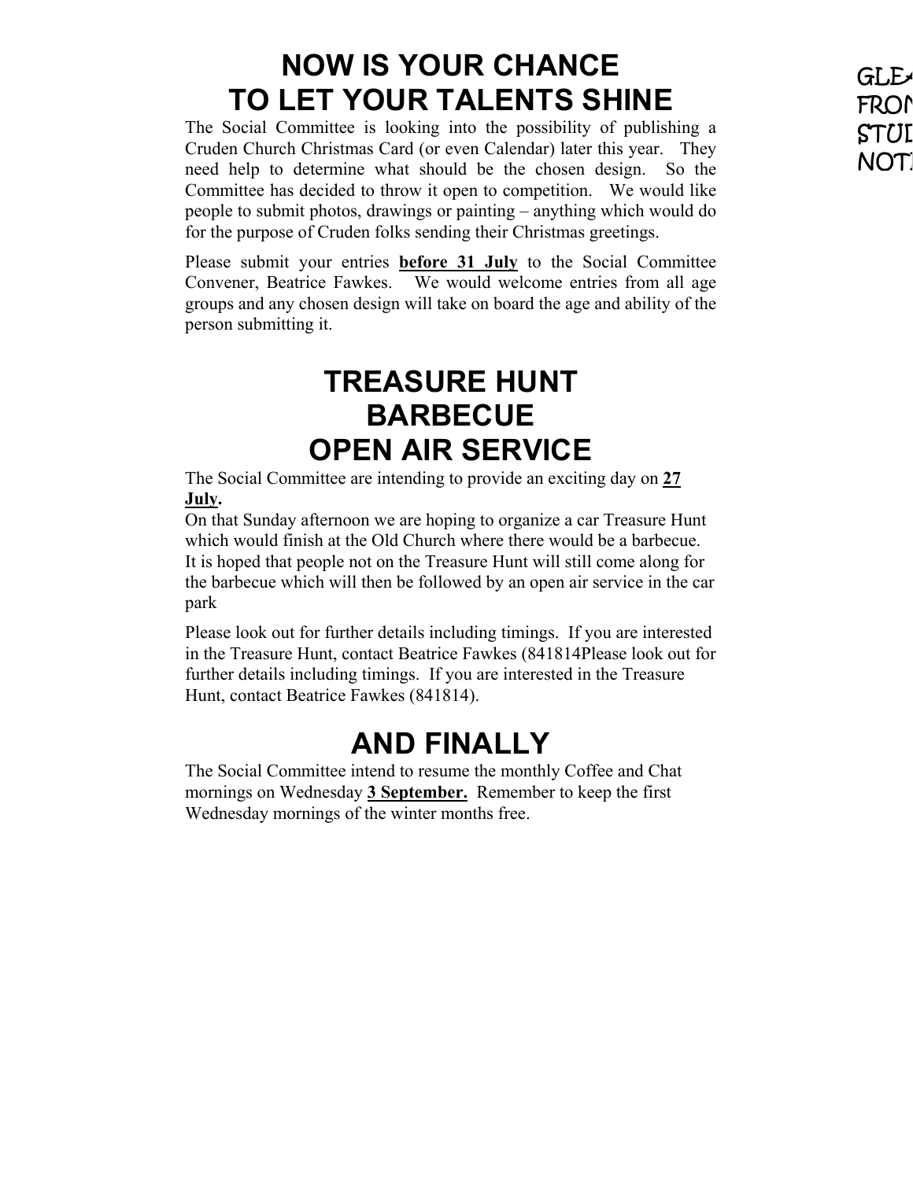# NOW IS YOUR CHANCE TO LET YOUR TALENTS SHINE

The Social Committee is looking into the possibility of publishing a Cruden Church Christmas Card (or even Calendar) later this year. They need help to determine what should be the chosen design. So the Committee has decided to throw it open to competition. We would like people to submit photos, drawings or painting – anything which would do for the purpose of Cruden folks sending their Christmas greetings.

Please submit your entries **before 31 July** to the Social Committee Convener, Beatrice Fawkes. We would welcome entries from all age groups and any chosen design will take on board the age and ability of the person submitting it.

# TREASURE HUNT BARBECUE OPEN AIR SERVICE

The Social Committee are intending to provide an exciting day on **27 July**.

On that Sunday afternoon we are hoping to organize a car Treasure Hunt which would finish at the Old Church where there would be a barbecue. It is hoped that people not on the Treasure Hunt will still come along for the barbecue which will then be followed by an open air service in the car park

Please look out for further details including timings. If you are interested in the Treasure Hunt, contact Beatrice Fawkes (841814Please look out for further details including timings. If you are interested in the Treasure Hunt, contact Beatrice Fawkes (841814).

# AND FINALLY

The Social Committee intend to resume the monthly Coffee and Chat mornings on Wednesday **3 September.** Remember to keep the first Wednesday mornings of the winter months free.

GLE
FROM
STUD
NOT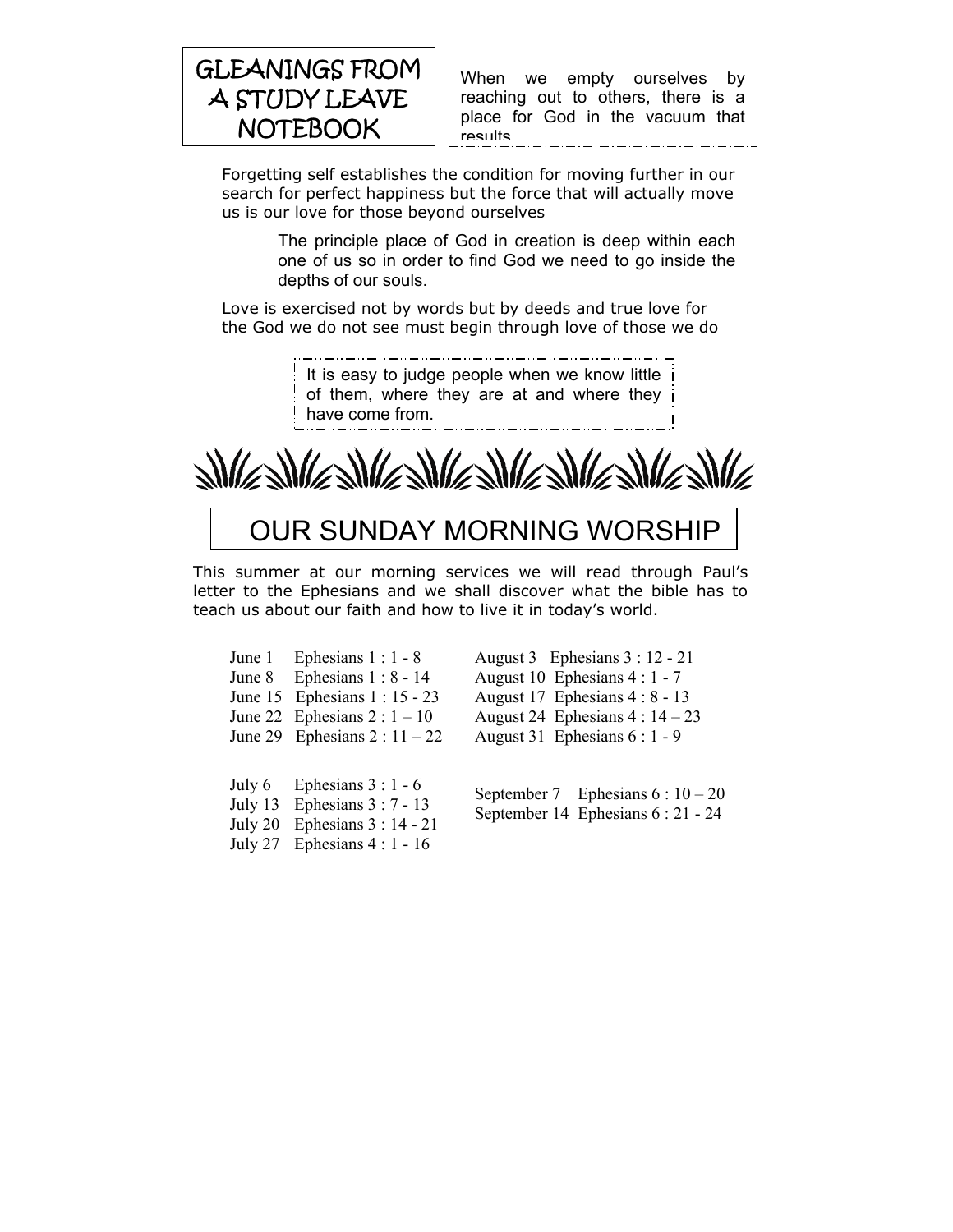## GLEANINGS FROM A STUDY LEAVE NOTEBOOK

When we empty ourselves by reaching out to others, there is a place for God in the vacuum that results

Forgetting self establishes the condition for moving further in our search for perfect happiness but the force that will actually move us is our love for those beyond ourselves

The principle place of God in creation is deep within each one of us so in order to find God we need to go inside the depths of our souls.

Love is exercised not by words but by deeds and true love for the God we do not see must begin through love of those we do

It is easy to judge people when we know little of them, where they are at and where they have come from.

## OUR SUNDAY MORNING WORSHIP

This summer at our morning services we will read through Paul's letter to the Ephesians and we shall discover what the bible has to teach us about our faith and how to live it in today's world.

June 1 Ephesians 1 : 1 - 8
June 8 Ephesians 1 : 8 - 14
June 15 Ephesians 1 : 15 - 23
June 22 Ephesians 2 : 1 – 10
June 29 Ephesians 2 : 11 – 22

July 6 Ephesians 3 : 1 - 6
July 13 Ephesians 3 : 7 - 13
July 20 Ephesians 3 : 14 - 21
July 27 Ephesians 4 : 1 - 16

August 3 Ephesians 3 : 12 - 21
August 10 Ephesians 4 : 1 - 7
August 17 Ephesians 4 : 8 - 13
August 24 Ephesians 4 : 14 – 23
August 31 Ephesians 6 : 1 - 9

September 7 Ephesians 6 : 10 – 20
September 14 Ephesians 6 : 21 - 24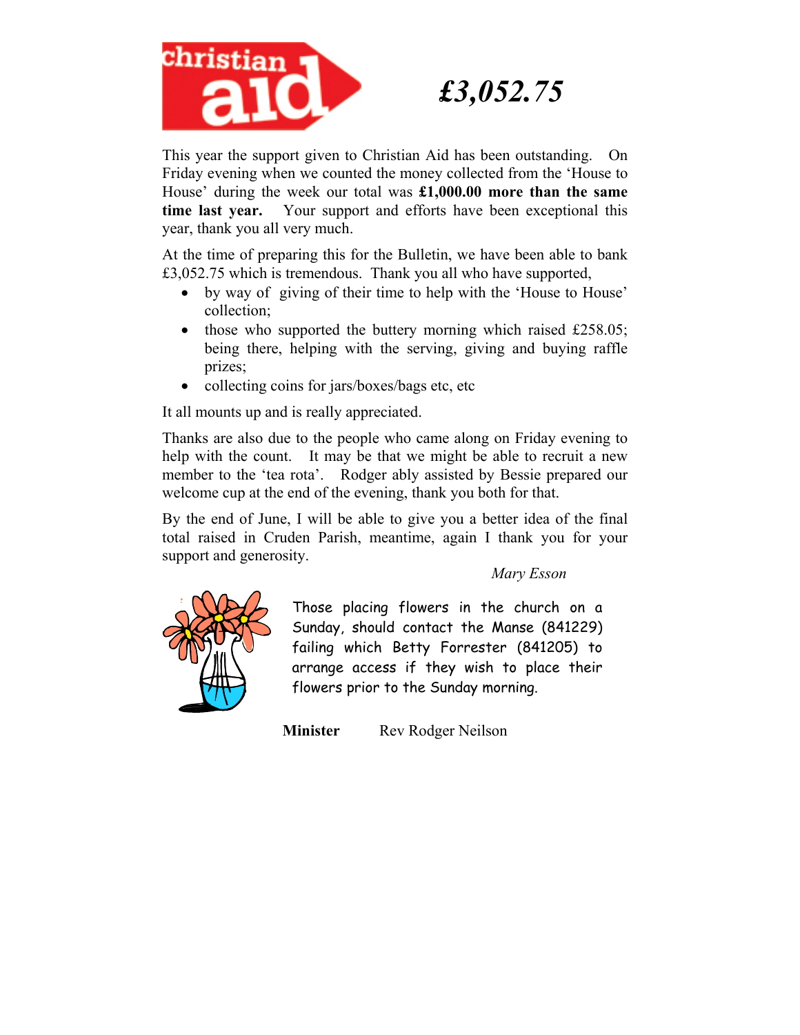## £3,052.75

This year the support given to Christian Aid has been outstanding. On Friday evening when we counted the money collected from the 'House to House' during the week our total was **£1,000.00 more than the same time last year.** Your support and efforts have been exceptional this year, thank you all very much.

At the time of preparing this for the Bulletin, we have been able to bank £3,052.75 which is tremendous. Thank you all who have supported,

- by way of giving of their time to help with the 'House to House' collection;
- those who supported the buttery morning which raised £258.05; being there, helping with the serving, giving and buying raffle prizes;
- collecting coins for jars/boxes/bags etc, etc

It all mounts up and is really appreciated.

Thanks are also due to the people who came along on Friday evening to help with the count. It may be that we might be able to recruit a new member to the 'tea rota'. Rodger ably assisted by Bessie prepared our welcome cup at the end of the evening, thank you both for that.

By the end of June, I will be able to give you a better idea of the final total raised in Cruden Parish, meantime, again I thank you for your support and generosity.

*Mary Esson*

Those placing flowers in the church on a Sunday, should contact the Manse (841229) failing which Betty Forrester (841205) to arrange access if they wish to place their flowers prior to the Sunday morning.

**Minister** Rev Rodger Neilson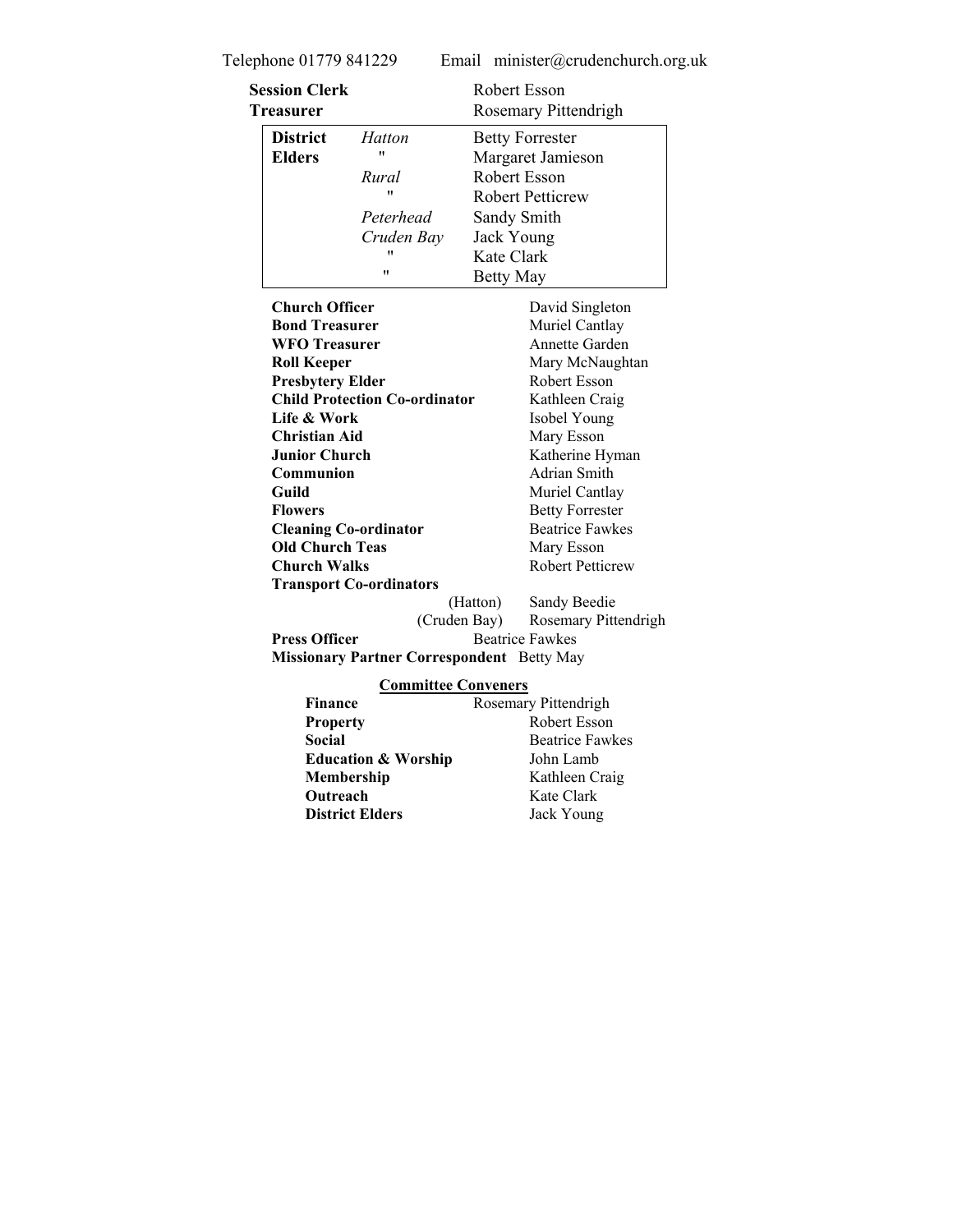Telephone 01779 841229 Email minister@crudenchurch.org.uk

| | |
|---|---|
| **Session Clerk** | Robert Esson |
| **Treasurer** | Rosemary Pittendrigh |

| | | |
|---|---|---|
| **District Elders** | *Hatton* | Betty Forrester |
| | " | Margaret Jamieson |
| | *Rural* | Robert Esson |
| | " | Robert Petticrew |
| | *Peterhead* | Sandy Smith |
| | *Cruden Bay* | Jack Young |
| | " | Kate Clark |
| | " | Betty May |

| | | |
|---|---|---|
| **Church Officer** | | David Singleton |
| **Bond Treasurer** | | Muriel Cantlay |
| **WFO Treasurer** | | Annette Garden |
| **Roll Keeper** | | Mary McNaughtan |
| **Presbytery Elder** | | Robert Esson |
| **Child Protection Co-ordinator** | | Kathleen Craig |
| **Life & Work** | | Isobel Young |
| **Christian Aid** | | Mary Esson |
| **Junior Church** | | Katherine Hyman |
| **Communion** | | Adrian Smith |
| **Guild** | | Muriel Cantlay |
| **Flowers** | | Betty Forrester |
| **Cleaning Co-ordinator** | | Beatrice Fawkes |
| **Old Church Teas** | | Mary Esson |
| **Church Walks** | | Robert Petticrew |
| **Transport Co-ordinators** | | |
| | (Hatton) | Sandy Beedie |
| | (Cruden Bay) | Rosemary Pittendrigh |
| **Press Officer** | | Beatrice Fawkes |
| **Missionary Partner Correspondent** | | Betty May |

**Committee Conveners**

| | |
|---|---|
| **Finance** | Rosemary Pittendrigh |
| **Property** | Robert Esson |
| **Social** | Beatrice Fawkes |
| **Education & Worship** | John Lamb |
| **Membership** | Kathleen Craig |
| **Outreach** | Kate Clark |
| **District Elders** | Jack Young |